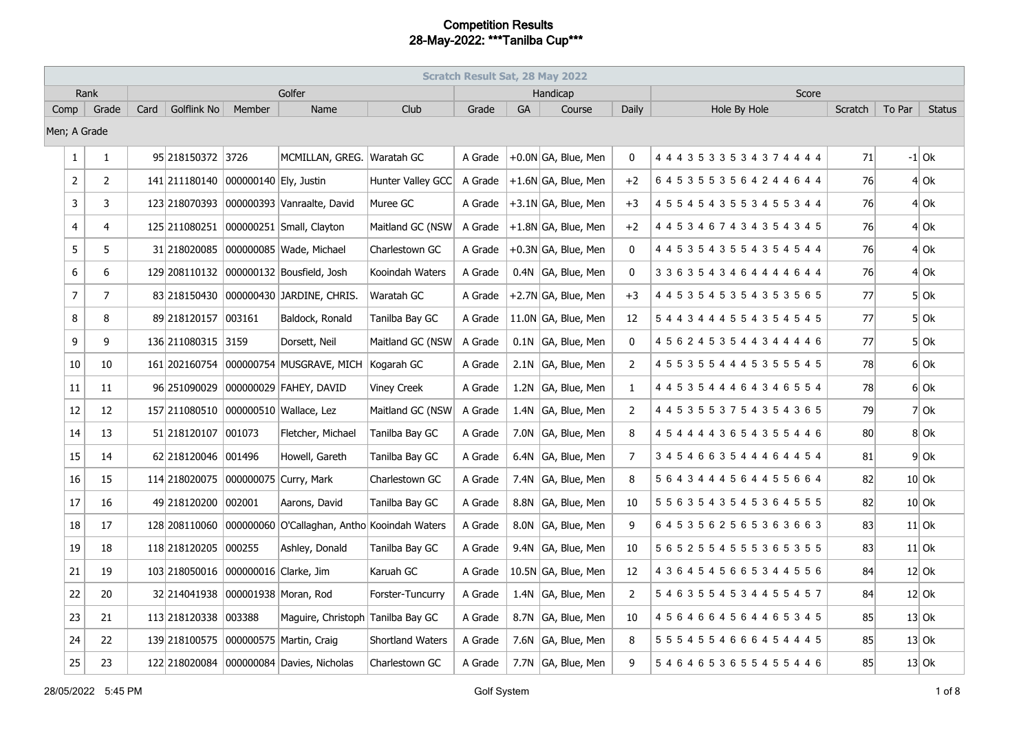# Competition Results
## 28-May-2022: ***Tanilba Cup***

| Scratch Result Sat, 28 May 2022 | | | | | | | | | | | | | | | |
|---|---|---|---|---|---|---|---|---|---|---|---|---|---|---|---|
| Rank | | Golfer | | | | | Handicap | | | | Score | | | | |
| Comp | Grade | Card | Golflink No | Member | Name | Club | Grade | GA | Course | Daily | Hole By Hole | Scratch | To Par | Status |
| Men; A Grade | | | | | | | | | | | | | | |
| 1 | 1 | 95 | 218150372 | 3726 | MCMILLAN, GREG. | Waratah GC | A Grade | +0.0N | GA, Blue, Men | 0 | 4 4 4 3 5 3 3 5 3 4 3 7 4 4 4 4 | 71 | -1 | Ok |
| 2 | 2 | 141 | 211180140 | 000000140 | Ely, Justin | Hunter Valley GCC | A Grade | +1.6N | GA, Blue, Men | +2 | 6 4 5 3 5 5 3 5 6 4 2 4 4 6 4 4 | 76 | 4 | Ok |
| 3 | 3 | 123 | 218070393 | 000000393 | Vanraalte, David | Muree GC | A Grade | +3.1N | GA, Blue, Men | +3 | 4 5 5 4 5 4 3 5 5 3 4 5 5 3 4 4 | 76 | 4 | Ok |
| 4 | 4 | 125 | 211080251 | 000000251 | Small, Clayton | Maitland GC (NSW | A Grade | +1.8N | GA, Blue, Men | +2 | 4 4 5 3 4 6 7 4 3 4 3 5 4 3 4 5 | 76 | 4 | Ok |
| 5 | 5 | 31 | 218020085 | 000000085 | Wade, Michael | Charlestown GC | A Grade | +0.3N | GA, Blue, Men | 0 | 4 4 5 3 5 4 3 5 5 4 3 5 4 5 4 4 | 76 | 4 | Ok |
| 6 | 6 | 129 | 208110132 | 000000132 | Bousfield, Josh | Kooindah Waters | A Grade | 0.4N | GA, Blue, Men | 0 | 3 3 6 3 5 4 3 4 6 4 4 4 4 6 4 4 | 76 | 4 | Ok |
| 7 | 7 | 83 | 218150430 | 000000430 | JARDINE, CHRIS. | Waratah GC | A Grade | +2.7N | GA, Blue, Men | +3 | 4 4 5 3 5 4 5 3 5 4 3 5 3 5 6 5 | 77 | 5 | Ok |
| 8 | 8 | 89 | 218120157 | 003161 | Baldock, Ronald | Tanilba Bay GC | A Grade | 11.0N | GA, Blue, Men | 12 | 5 4 4 3 4 4 4 5 5 4 3 5 4 5 4 5 | 77 | 5 | Ok |
| 9 | 9 | 136 | 211080315 | 3159 | Dorsett, Neil | Maitland GC (NSW | A Grade | 0.1N | GA, Blue, Men | 0 | 4 5 6 2 4 5 3 5 4 4 3 4 4 4 4 6 | 77 | 5 | Ok |
| 10 | 10 | 161 | 202160754 | 000000754 | MUSGRAVE, MICH | Kogarah GC | A Grade | 2.1N | GA, Blue, Men | 2 | 4 5 5 3 5 5 4 4 4 5 3 5 5 5 4 5 | 78 | 6 | Ok |
| 11 | 11 | 96 | 251090029 | 000000029 | FAHEY, DAVID | Viney Creek | A Grade | 1.2N | GA, Blue, Men | 1 | 4 4 5 3 5 4 4 4 6 4 3 4 6 5 5 4 | 78 | 6 | Ok |
| 12 | 12 | 157 | 211080510 | 000000510 | Wallace, Lez | Maitland GC (NSW | A Grade | 1.4N | GA, Blue, Men | 2 | 4 4 5 3 5 5 3 7 5 4 3 5 4 3 6 5 | 79 | 7 | Ok |
| 14 | 13 | 51 | 218120107 | 001073 | Fletcher, Michael | Tanilba Bay GC | A Grade | 7.0N | GA, Blue, Men | 8 | 4 5 4 4 4 4 3 6 5 4 3 5 5 4 4 6 | 80 | 8 | Ok |
| 15 | 14 | 62 | 218120046 | 001496 | Howell, Gareth | Tanilba Bay GC | A Grade | 6.4N | GA, Blue, Men | 7 | 3 4 5 4 6 6 3 5 4 4 4 6 4 4 5 4 | 81 | 9 | Ok |
| 16 | 15 | 114 | 218020075 | 000000075 | Curry, Mark | Charlestown GC | A Grade | 7.4N | GA, Blue, Men | 8 | 5 6 4 3 4 4 4 5 6 4 4 5 5 6 6 4 | 82 | 10 | Ok |
| 17 | 16 | 49 | 218120200 | 002001 | Aarons, David | Tanilba Bay GC | A Grade | 8.8N | GA, Blue, Men | 10 | 5 5 6 3 5 4 3 5 4 5 3 6 4 5 5 5 | 82 | 10 | Ok |
| 18 | 17 | 128 | 208110060 | 000000060 | O'Callaghan, Antho | Kooindah Waters | A Grade | 8.0N | GA, Blue, Men | 9 | 6 4 5 3 5 6 2 5 6 5 3 6 3 6 6 3 | 83 | 11 | Ok |
| 19 | 18 | 118 | 218120205 | 000255 | Ashley, Donald | Tanilba Bay GC | A Grade | 9.4N | GA, Blue, Men | 10 | 5 6 5 2 5 5 4 5 5 5 3 6 5 3 5 5 | 83 | 11 | Ok |
| 21 | 19 | 103 | 218050016 | 000000016 | Clarke, Jim | Karuah GC | A Grade | 10.5N | GA, Blue, Men | 12 | 4 3 6 4 5 4 5 6 6 5 3 4 4 5 5 6 | 84 | 12 | Ok |
| 22 | 20 | 32 | 214041938 | 000001938 | Moran, Rod | Forster-Tuncurry | A Grade | 1.4N | GA, Blue, Men | 2 | 5 4 6 3 5 5 4 5 3 4 4 5 5 4 5 7 | 84 | 12 | Ok |
| 23 | 21 | 113 | 218120338 | 003388 | Maguire, Christoph | Tanilba Bay GC | A Grade | 8.7N | GA, Blue, Men | 10 | 4 5 6 4 6 6 4 5 6 4 4 6 5 3 4 5 | 85 | 13 | Ok |
| 24 | 22 | 139 | 218100575 | 000000575 | Martin, Craig | Shortland Waters | A Grade | 7.6N | GA, Blue, Men | 8 | 5 5 5 4 5 5 4 6 6 6 4 5 4 4 4 5 | 85 | 13 | Ok |
| 25 | 23 | 122 | 218020084 | 000000084 | Davies, Nicholas | Charlestown GC | A Grade | 7.7N | GA, Blue, Men | 9 | 5 4 6 4 6 5 3 6 5 5 4 5 5 4 4 6 | 85 | 13 | Ok |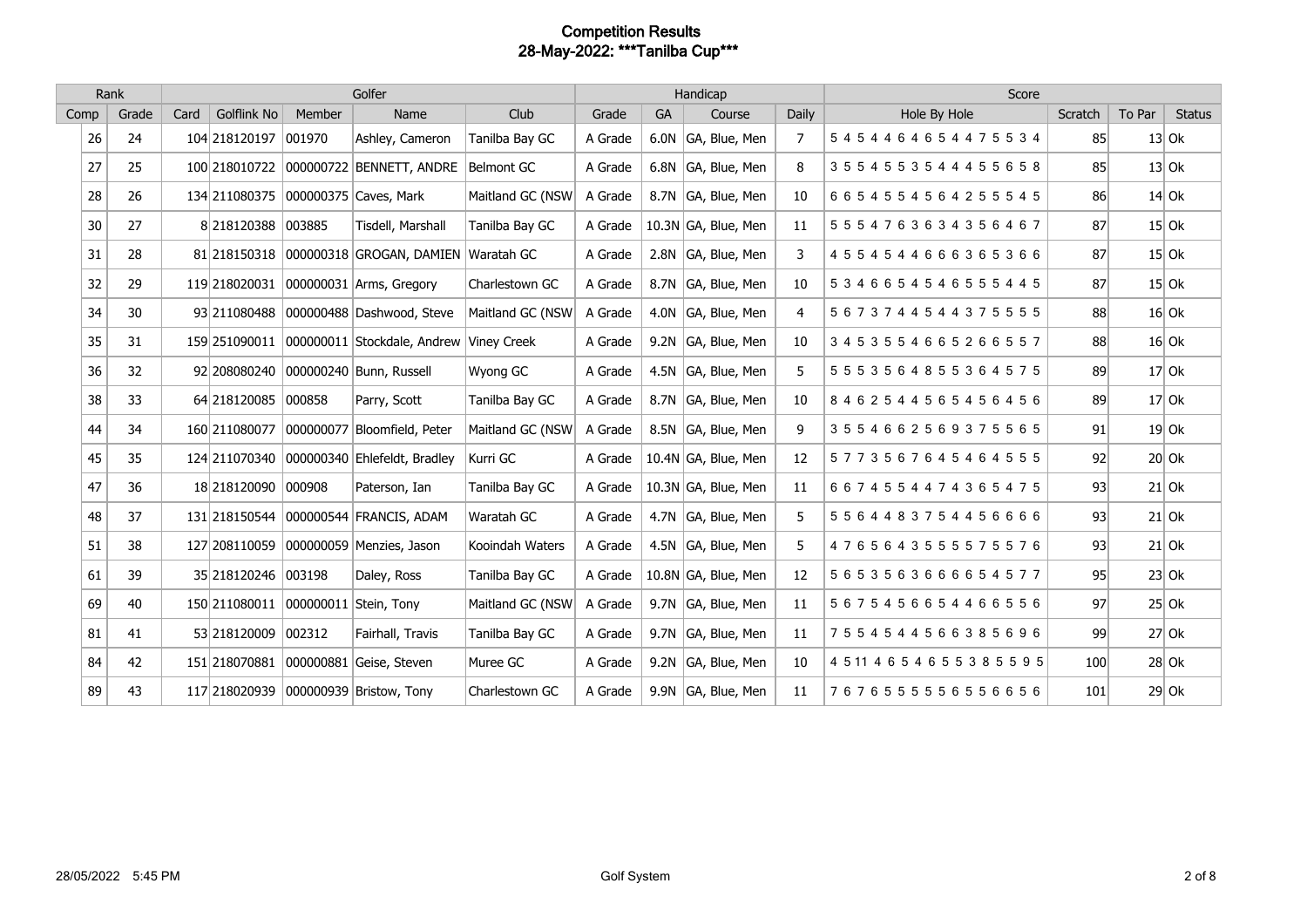# Competition Results
## 28-May-2022: ***Tanilba Cup***

| Rank | | Golfer | | | | | Handicap | | | | Score | | | |
|---|---|---|---|---|---|---|---|---|---|---|---|---|---|---|
| Comp | Grade | Card | Golflink No | Member | Name | Club | Grade | GA | Course | Daily | Hole By Hole | Scratch | To Par | Status |
| 26 | 24 | 104 | 218120197 | 001970 | Ashley, Cameron | Tanilba Bay GC | A Grade | 6.0N | GA, Blue, Men | 7 | 5 4 5 4 4 6 4 6 5 4 4 7 5 5 3 4 | 85 | 13 | Ok |
| 27 | 25 | 100 | 218010722 | 000000722 | BENNETT, ANDRE | Belmont GC | A Grade | 6.8N | GA, Blue, Men | 8 | 3 5 5 4 5 5 3 5 4 4 4 5 5 6 5 8 | 85 | 13 | Ok |
| 28 | 26 | 134 | 211080375 | 000000375 | Caves, Mark | Maitland GC (NSW | A Grade | 8.7N | GA, Blue, Men | 10 | 6 6 5 4 5 5 4 5 6 4 2 5 5 5 4 5 | 86 | 14 | Ok |
| 30 | 27 | 8 | 218120388 | 003885 | Tisdell, Marshall | Tanilba Bay GC | A Grade | 10.3N | GA, Blue, Men | 11 | 5 5 5 4 7 6 3 6 3 4 3 5 6 4 6 7 | 87 | 15 | Ok |
| 31 | 28 | 81 | 218150318 | 000000318 | GROGAN, DAMIEN | Waratah GC | A Grade | 2.8N | GA, Blue, Men | 3 | 4 5 5 4 5 4 4 6 6 6 3 6 5 3 6 6 | 87 | 15 | Ok |
| 32 | 29 | 119 | 218020031 | 000000031 | Arms, Gregory | Charlestown GC | A Grade | 8.7N | GA, Blue, Men | 10 | 5 3 4 6 6 5 4 5 4 6 5 5 5 4 4 5 | 87 | 15 | Ok |
| 34 | 30 | 93 | 211080488 | 000000488 | Dashwood, Steve | Maitland GC (NSW | A Grade | 4.0N | GA, Blue, Men | 4 | 5 6 7 3 7 4 4 5 4 4 3 7 5 5 5 5 | 88 | 16 | Ok |
| 35 | 31 | 159 | 251090011 | 000000011 | Stockdale, Andrew | Viney Creek | A Grade | 9.2N | GA, Blue, Men | 10 | 3 4 5 3 5 5 4 6 6 5 2 6 6 5 5 7 | 88 | 16 | Ok |
| 36 | 32 | 92 | 208080240 | 000000240 | Bunn, Russell | Wyong GC | A Grade | 4.5N | GA, Blue, Men | 5 | 5 5 5 3 5 6 4 8 5 5 3 6 4 5 7 5 | 89 | 17 | Ok |
| 38 | 33 | 64 | 218120085 | 000858 | Parry, Scott | Tanilba Bay GC | A Grade | 8.7N | GA, Blue, Men | 10 | 8 4 6 2 5 4 4 5 6 5 4 5 6 4 5 6 | 89 | 17 | Ok |
| 44 | 34 | 160 | 211080077 | 000000077 | Bloomfield, Peter | Maitland GC (NSW | A Grade | 8.5N | GA, Blue, Men | 9 | 3 5 5 4 6 6 2 5 6 9 3 7 5 5 6 5 | 91 | 19 | Ok |
| 45 | 35 | 124 | 211070340 | 000000340 | Ehlefeldt, Bradley | Kurri GC | A Grade | 10.4N | GA, Blue, Men | 12 | 5 7 7 3 5 6 7 6 4 5 4 6 4 5 5 5 | 92 | 20 | Ok |
| 47 | 36 | 18 | 218120090 | 000908 | Paterson, Ian | Tanilba Bay GC | A Grade | 10.3N | GA, Blue, Men | 11 | 6 6 7 4 5 5 4 4 7 4 3 6 5 4 7 5 | 93 | 21 | Ok |
| 48 | 37 | 131 | 218150544 | 000000544 | FRANCIS, ADAM | Waratah GC | A Grade | 4.7N | GA, Blue, Men | 5 | 5 5 6 4 4 8 3 7 5 4 4 5 6 6 6 6 | 93 | 21 | Ok |
| 51 | 38 | 127 | 208110059 | 000000059 | Menzies, Jason | Kooindah Waters | A Grade | 4.5N | GA, Blue, Men | 5 | 4 7 6 5 6 4 3 5 5 5 5 7 5 5 7 6 | 93 | 21 | Ok |
| 61 | 39 | 35 | 218120246 | 003198 | Daley, Ross | Tanilba Bay GC | A Grade | 10.8N | GA, Blue, Men | 12 | 5 6 5 3 5 6 3 6 6 6 6 5 4 5 7 7 | 95 | 23 | Ok |
| 69 | 40 | 150 | 211080011 | 000000011 | Stein, Tony | Maitland GC (NSW | A Grade | 9.7N | GA, Blue, Men | 11 | 5 6 7 5 4 5 6 6 5 4 4 6 6 5 5 6 | 97 | 25 | Ok |
| 81 | 41 | 53 | 218120009 | 002312 | Fairhall, Travis | Tanilba Bay GC | A Grade | 9.7N | GA, Blue, Men | 11 | 7 5 5 4 5 4 4 5 6 6 3 8 5 6 9 6 | 99 | 27 | Ok |
| 84 | 42 | 151 | 218070881 | 000000881 | Geise, Steven | Muree GC | A Grade | 9.2N | GA, Blue, Men | 10 | 4 5 11 4 6 5 4 6 5 5 3 8 5 5 9 5 | 100 | 28 | Ok |
| 89 | 43 | 117 | 218020939 | 000000939 | Bristow, Tony | Charlestown GC | A Grade | 9.9N | GA, Blue, Men | 11 | 7 6 7 6 5 5 5 5 5 6 5 5 6 6 5 6 | 101 | 29 | Ok |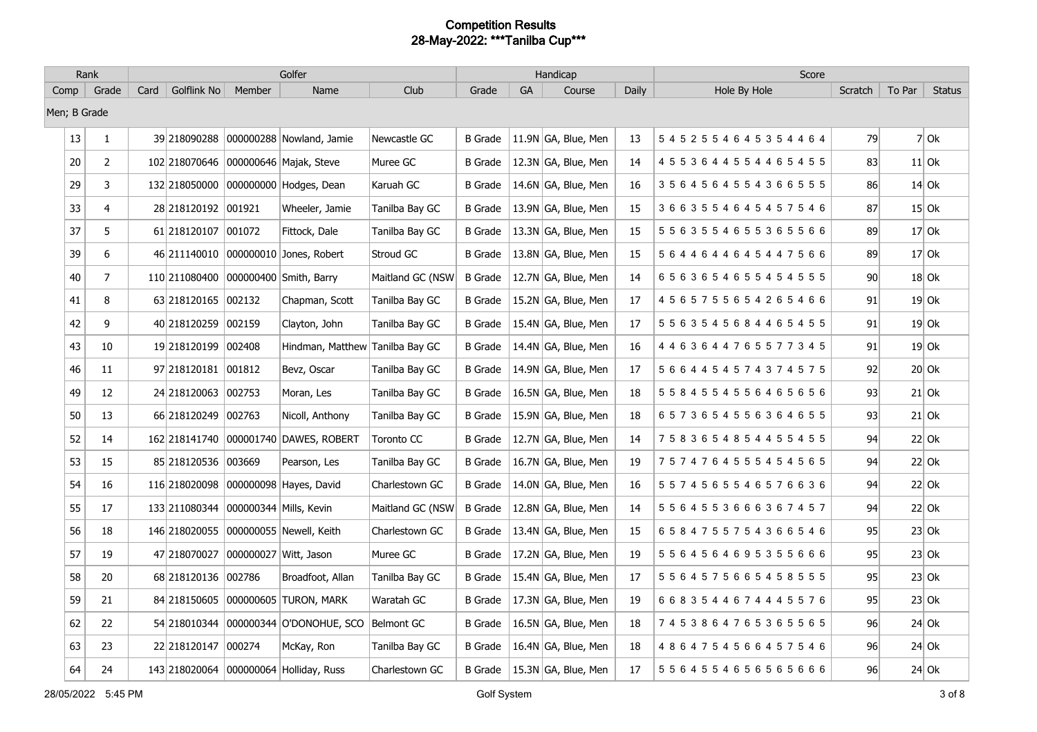# Competition Results
## 28-May-2022: ***Tanilba Cup***

| Rank | | Golfer | | | | | Handicap | | | | Score | | | |
|---|---|---|---|---|---|---|---|---|---|---|---|---|---|---|
| Comp | Grade | Card | Golflink No | Member | Name | Club | Grade | GA | Course | Daily | Hole By Hole | Scratch | To Par | Status |
| Men; B Grade | | | | | | | | | | | | | | |
| 13 | 1 | 39 | 218090288 | 000000288 | Nowland, Jamie | Newcastle GC | B Grade | 11.9N | GA, Blue, Men | 13 | 5 4 5 2 5 5 4 6 4 5 3 5 4 4 6 4 | 79 | 7 | Ok |
| 20 | 2 | 102 | 218070646 | 000000646 | Majak, Steve | Muree GC | B Grade | 12.3N | GA, Blue, Men | 14 | 4 5 5 3 6 4 4 5 5 4 4 6 5 4 5 5 | 83 | 11 | Ok |
| 29 | 3 | 132 | 218050000 | 000000000 | Hodges, Dean | Karuah GC | B Grade | 14.6N | GA, Blue, Men | 16 | 3 5 6 4 5 6 4 5 5 4 3 6 6 5 5 5 | 86 | 14 | Ok |
| 33 | 4 | 28 | 218120192 | 001921 | Wheeler, Jamie | Tanilba Bay GC | B Grade | 13.9N | GA, Blue, Men | 15 | 3 6 6 3 5 5 4 6 4 5 4 5 7 5 4 6 | 87 | 15 | Ok |
| 37 | 5 | 61 | 218120107 | 001072 | Fittock, Dale | Tanilba Bay GC | B Grade | 13.3N | GA, Blue, Men | 15 | 5 5 6 3 5 5 4 6 5 5 3 6 5 5 6 6 | 89 | 17 | Ok |
| 39 | 6 | 46 | 211140010 | 000000010 | Jones, Robert | Stroud GC | B Grade | 13.8N | GA, Blue, Men | 15 | 5 6 4 4 6 4 4 6 4 5 4 4 7 5 6 6 | 89 | 17 | Ok |
| 40 | 7 | 110 | 211080400 | 000000400 | Smith, Barry | Maitland GC (NSW | B Grade | 12.7N | GA, Blue, Men | 14 | 6 5 6 3 6 5 4 6 5 5 4 5 4 5 5 5 | 90 | 18 | Ok |
| 41 | 8 | 63 | 218120165 | 002132 | Chapman, Scott | Tanilba Bay GC | B Grade | 15.2N | GA, Blue, Men | 17 | 4 5 6 5 7 5 5 6 5 4 2 6 5 4 6 6 | 91 | 19 | Ok |
| 42 | 9 | 40 | 218120259 | 002159 | Clayton, John | Tanilba Bay GC | B Grade | 15.4N | GA, Blue, Men | 17 | 5 5 6 3 5 4 5 6 8 4 4 6 5 4 5 5 | 91 | 19 | Ok |
| 43 | 10 | 19 | 218120199 | 002408 | Hindman, Matthew | Tanilba Bay GC | B Grade | 14.4N | GA, Blue, Men | 16 | 4 4 6 3 6 4 4 7 6 5 5 7 7 3 4 5 | 91 | 19 | Ok |
| 46 | 11 | 97 | 218120181 | 001812 | Bevz, Oscar | Tanilba Bay GC | B Grade | 14.9N | GA, Blue, Men | 17 | 5 6 6 4 4 5 4 5 7 4 3 7 4 5 7 5 | 92 | 20 | Ok |
| 49 | 12 | 24 | 218120063 | 002753 | Moran, Les | Tanilba Bay GC | B Grade | 16.5N | GA, Blue, Men | 18 | 5 5 8 4 5 5 4 5 5 6 4 6 5 6 5 6 | 93 | 21 | Ok |
| 50 | 13 | 66 | 218120249 | 002763 | Nicoll, Anthony | Tanilba Bay GC | B Grade | 15.9N | GA, Blue, Men | 18 | 6 5 7 3 6 5 4 5 5 6 3 6 4 6 5 5 | 93 | 21 | Ok |
| 52 | 14 | 162 | 218141740 | 000001740 | DAWES, ROBERT | Toronto CC | B Grade | 12.7N | GA, Blue, Men | 14 | 7 5 8 3 6 5 4 8 5 4 4 5 5 4 5 5 | 94 | 22 | Ok |
| 53 | 15 | 85 | 218120536 | 003669 | Pearson, Les | Tanilba Bay GC | B Grade | 16.7N | GA, Blue, Men | 19 | 7 5 7 4 7 6 4 5 5 5 4 5 4 5 6 5 | 94 | 22 | Ok |
| 54 | 16 | 116 | 218020098 | 000000098 | Hayes, David | Charlestown GC | B Grade | 14.0N | GA, Blue, Men | 16 | 5 5 7 4 5 6 5 5 4 6 5 7 6 6 3 6 | 94 | 22 | Ok |
| 55 | 17 | 133 | 211080344 | 000000344 | Mills, Kevin | Maitland GC (NSW | B Grade | 12.8N | GA, Blue, Men | 14 | 5 5 6 4 5 5 3 6 6 6 3 6 7 4 5 7 | 94 | 22 | Ok |
| 56 | 18 | 146 | 218020055 | 000000055 | Newell, Keith | Charlestown GC | B Grade | 13.4N | GA, Blue, Men | 15 | 6 5 8 4 7 5 5 7 5 4 3 6 6 5 4 6 | 95 | 23 | Ok |
| 57 | 19 | 47 | 218070027 | 000000027 | Witt, Jason | Muree GC | B Grade | 17.2N | GA, Blue, Men | 19 | 5 5 6 4 5 6 4 6 9 5 3 5 5 6 6 6 | 95 | 23 | Ok |
| 58 | 20 | 68 | 218120136 | 002786 | Broadfoot, Allan | Tanilba Bay GC | B Grade | 15.4N | GA, Blue, Men | 17 | 5 5 6 4 5 7 5 6 6 5 4 5 8 5 5 5 | 95 | 23 | Ok |
| 59 | 21 | 84 | 218150605 | 000000605 | TURON, MARK | Waratah GC | B Grade | 17.3N | GA, Blue, Men | 19 | 6 6 8 3 5 4 4 6 7 4 4 4 5 5 7 6 | 95 | 23 | Ok |
| 62 | 22 | 54 | 218010344 | 000000344 | O'DONOHUE, SCO | Belmont GC | B Grade | 16.5N | GA, Blue, Men | 18 | 7 4 5 3 8 6 4 7 6 5 3 6 5 5 6 5 | 96 | 24 | Ok |
| 63 | 23 | 22 | 218120147 | 000274 | McKay, Ron | Tanilba Bay GC | B Grade | 16.4N | GA, Blue, Men | 18 | 4 8 6 4 7 5 4 5 6 6 4 5 7 5 4 6 | 96 | 24 | Ok |
| 64 | 24 | 143 | 218020064 | 000000064 | Holliday, Russ | Charlestown GC | B Grade | 15.3N | GA, Blue, Men | 17 | 5 5 6 4 5 5 4 6 5 6 5 6 5 6 6 6 | 96 | 24 | Ok |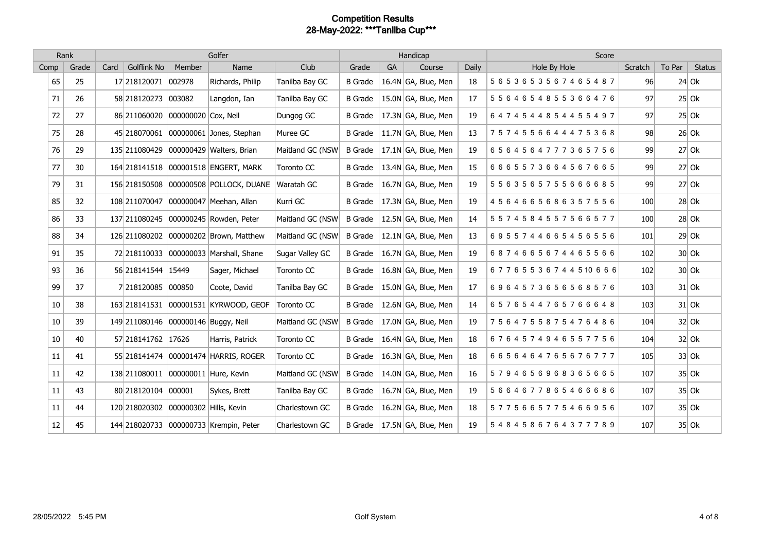# Competition Results
## 28-May-2022: ***Tanilba Cup***

| Rank | | Golfer | | | | | Handicap | | | | Score | | | |
|---|---|---|---|---|---|---|---|---|---|---|---|---|---|---|
| Comp | Grade | Card | Golflink No | Member | Name | Club | Grade | GA | Course | Daily | Hole By Hole | Scratch | To Par | Status |
| 65 | 25 | 17 | 218120071 | 002978 | Richards, Philip | Tanilba Bay GC | B Grade | 16.4N | GA, Blue, Men | 18 | 5 6 5 3 6 5 3 5 6 7 4 6 5 4 8 7 | 96 | 24 | Ok |
| 71 | 26 | 58 | 218120273 | 003082 | Langdon, Ian | Tanilba Bay GC | B Grade | 15.0N | GA, Blue, Men | 17 | 5 5 6 4 6 5 4 8 5 5 3 6 6 4 7 6 | 97 | 25 | Ok |
| 72 | 27 | 86 | 211060020 | 000000020 | Cox, Neil | Dungog GC | B Grade | 17.3N | GA, Blue, Men | 19 | 6 4 7 4 5 4 4 8 5 4 4 5 5 4 9 7 | 97 | 25 | Ok |
| 75 | 28 | 45 | 218070061 | 000000061 | Jones, Stephan | Muree GC | B Grade | 11.7N | GA, Blue, Men | 13 | 7 5 7 4 5 5 6 6 4 4 4 7 5 3 6 8 | 98 | 26 | Ok |
| 76 | 29 | 135 | 211080429 | 000000429 | Walters, Brian | Maitland GC (NSW | B Grade | 17.1N | GA, Blue, Men | 19 | 6 5 6 4 5 6 4 7 7 7 3 6 5 7 5 6 | 99 | 27 | Ok |
| 77 | 30 | 164 | 218141518 | 000001518 | ENGERT, MARK | Toronto CC | B Grade | 13.4N | GA, Blue, Men | 15 | 6 6 6 5 5 7 3 6 6 4 5 6 7 6 6 5 | 99 | 27 | Ok |
| 79 | 31 | 156 | 218150508 | 000000508 | POLLOCK, DUANE | Waratah GC | B Grade | 16.7N | GA, Blue, Men | 19 | 5 5 6 3 5 6 5 7 5 5 6 6 6 6 8 5 | 99 | 27 | Ok |
| 85 | 32 | 108 | 211070047 | 000000047 | Meehan, Allan | Kurri GC | B Grade | 17.3N | GA, Blue, Men | 19 | 4 5 6 4 6 6 5 6 8 6 3 5 7 5 5 6 | 100 | 28 | Ok |
| 86 | 33 | 137 | 211080245 | 000000245 | Rowden, Peter | Maitland GC (NSW | B Grade | 12.5N | GA, Blue, Men | 14 | 5 5 7 4 5 8 4 5 5 7 5 6 6 5 7 7 | 100 | 28 | Ok |
| 88 | 34 | 126 | 211080202 | 000000202 | Brown, Matthew | Maitland GC (NSW | B Grade | 12.1N | GA, Blue, Men | 13 | 6 9 5 5 7 4 4 6 6 5 4 5 6 5 5 6 | 101 | 29 | Ok |
| 91 | 35 | 72 | 218110033 | 000000033 | Marshall, Shane | Sugar Valley GC | B Grade | 16.7N | GA, Blue, Men | 19 | 6 8 7 4 6 6 5 6 7 4 4 6 5 5 6 6 | 102 | 30 | Ok |
| 93 | 36 | 56 | 218141544 | 15449 | Sager, Michael | Toronto CC | B Grade | 16.8N | GA, Blue, Men | 19 | 6 7 7 6 5 5 3 6 7 4 4 5 10 6 6 6 | 102 | 30 | Ok |
| 99 | 37 | 7 | 218120085 | 000850 | Coote, David | Tanilba Bay GC | B Grade | 15.0N | GA, Blue, Men | 17 | 6 9 6 4 5 7 3 6 5 6 5 6 8 5 7 6 | 103 | 31 | Ok |
| 10 | 38 | 163 | 218141531 | 000001531 | KYRWOOD, GEOF | Toronto CC | B Grade | 12.6N | GA, Blue, Men | 14 | 6 5 7 6 5 4 4 7 6 5 7 6 6 6 4 8 | 103 | 31 | Ok |
| 10 | 39 | 149 | 211080146 | 000000146 | Buggy, Neil | Maitland GC (NSW | B Grade | 17.0N | GA, Blue, Men | 19 | 7 5 6 4 7 5 5 8 7 5 4 7 6 4 8 6 | 104 | 32 | Ok |
| 10 | 40 | 57 | 218141762 | 17626 | Harris, Patrick | Toronto CC | B Grade | 16.4N | GA, Blue, Men | 18 | 6 7 6 4 5 7 4 9 4 6 5 5 7 7 5 6 | 104 | 32 | Ok |
| 11 | 41 | 55 | 218141474 | 000001474 | HARRIS, ROGER | Toronto CC | B Grade | 16.3N | GA, Blue, Men | 18 | 6 6 5 6 4 6 4 7 6 5 6 7 6 7 7 7 | 105 | 33 | Ok |
| 11 | 42 | 138 | 211080011 | 000000011 | Hure, Kevin | Maitland GC (NSW | B Grade | 14.0N | GA, Blue, Men | 16 | 5 7 9 4 6 5 6 9 6 8 3 6 5 6 6 5 | 107 | 35 | Ok |
| 11 | 43 | 80 | 218120104 | 000001 | Sykes, Brett | Tanilba Bay GC | B Grade | 16.7N | GA, Blue, Men | 19 | 5 6 6 4 6 7 7 8 6 5 4 6 6 6 8 6 | 107 | 35 | Ok |
| 11 | 44 | 120 | 218020302 | 000000302 | Hills, Kevin | Charlestown GC | B Grade | 16.2N | GA, Blue, Men | 18 | 5 7 7 5 6 6 5 7 7 5 4 6 6 9 5 6 | 107 | 35 | Ok |
| 12 | 45 | 144 | 218020733 | 000000733 | Krempin, Peter | Charlestown GC | B Grade | 17.5N | GA, Blue, Men | 19 | 5 4 8 4 5 8 6 7 6 4 3 7 7 7 8 9 | 107 | 35 | Ok |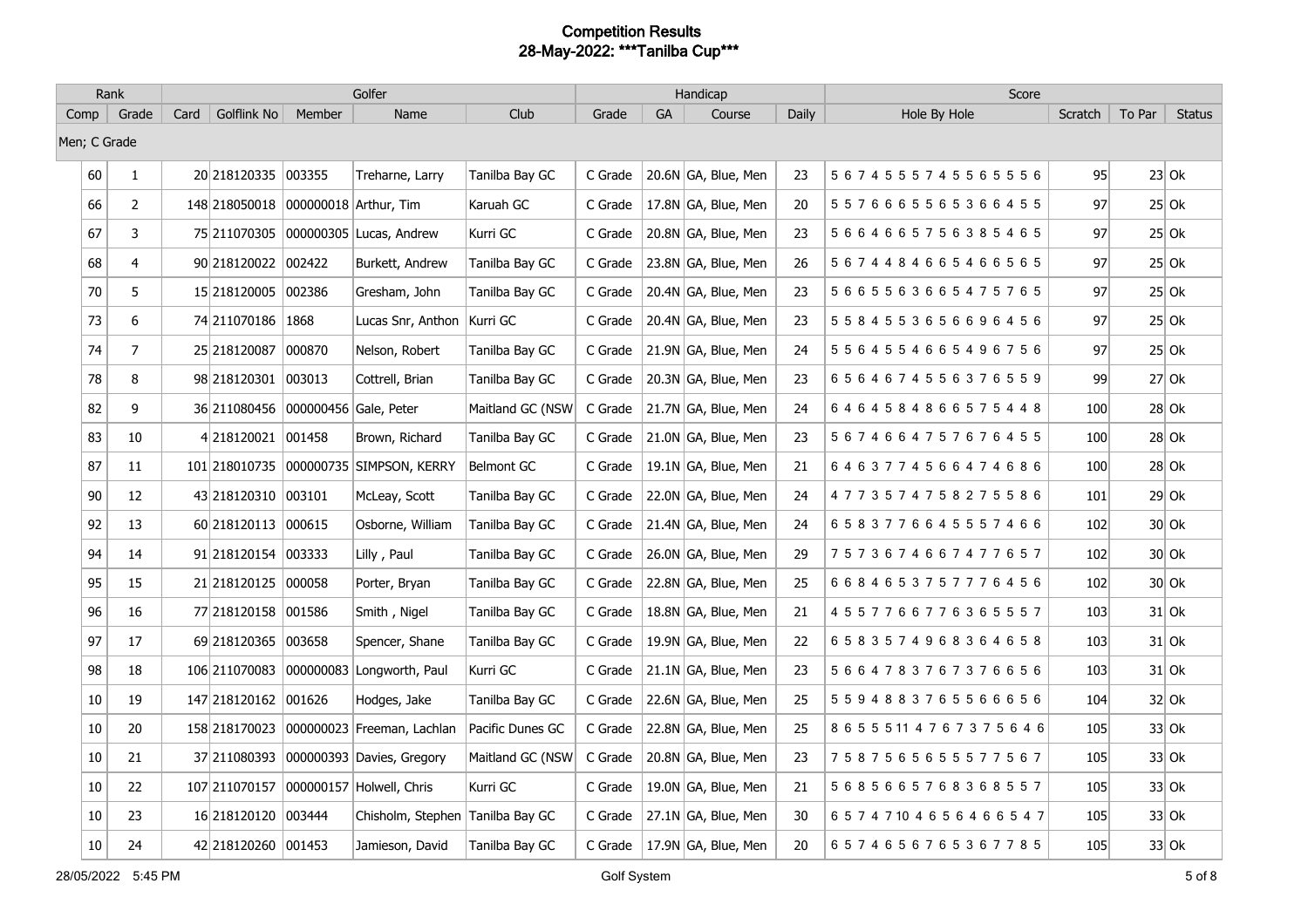# Competition Results
## 28-May-2022: ***Tanilba Cup***

| Rank | | Golfer | | | | | Handicap | | | | Score | | | |
|---|---|---|---|---|---|---|---|---|---|---|---|---|---|---|
| Comp | Grade | Card | Golflink No | Member | Name | Club | Grade | GA | Course | Daily | Hole By Hole | Scratch | To Par | Status |
| Men; C Grade | | | | | | | | | | | | | | |
| 60 | 1 | 20 | 218120335 | 003355 | Treharne, Larry | Tanilba Bay GC | C Grade | 20.6N | GA, Blue, Men | 23 | 5 6 7 4 5 5 5 7 4 5 5 6 5 5 5 6 | 95 | 23 | Ok |
| 66 | 2 | 148 | 218050018 | 000000018 | Arthur, Tim | Karuah GC | C Grade | 17.8N | GA, Blue, Men | 20 | 5 5 7 6 6 6 5 5 6 5 3 6 6 4 5 5 | 97 | 25 | Ok |
| 67 | 3 | 75 | 211070305 | 000000305 | Lucas, Andrew | Kurri GC | C Grade | 20.8N | GA, Blue, Men | 23 | 5 6 6 4 6 6 5 7 5 6 3 8 5 4 6 5 | 97 | 25 | Ok |
| 68 | 4 | 90 | 218120022 | 002422 | Burkett, Andrew | Tanilba Bay GC | C Grade | 23.8N | GA, Blue, Men | 26 | 5 6 7 4 4 8 4 6 6 5 4 6 6 5 6 5 | 97 | 25 | Ok |
| 70 | 5 | 15 | 218120005 | 002386 | Gresham, John | Tanilba Bay GC | C Grade | 20.4N | GA, Blue, Men | 23 | 5 6 6 5 5 6 3 6 6 5 4 7 5 7 6 5 | 97 | 25 | Ok |
| 73 | 6 | 74 | 211070186 | 1868 | Lucas Snr, Anthon | Kurri GC | C Grade | 20.4N | GA, Blue, Men | 23 | 5 5 8 4 5 5 3 6 5 6 6 9 6 4 5 6 | 97 | 25 | Ok |
| 74 | 7 | 25 | 218120087 | 000870 | Nelson, Robert | Tanilba Bay GC | C Grade | 21.9N | GA, Blue, Men | 24 | 5 5 6 4 5 5 4 6 6 5 4 9 6 7 5 6 | 97 | 25 | Ok |
| 78 | 8 | 98 | 218120301 | 003013 | Cottrell, Brian | Tanilba Bay GC | C Grade | 20.3N | GA, Blue, Men | 23 | 6 5 6 4 6 7 4 5 5 6 3 7 6 5 5 9 | 99 | 27 | Ok |
| 82 | 9 | 36 | 211080456 | 000000456 | Gale, Peter | Maitland GC (NSW | C Grade | 21.7N | GA, Blue, Men | 24 | 6 4 6 4 5 8 4 8 6 6 5 7 5 4 4 8 | 100 | 28 | Ok |
| 83 | 10 | 4 | 218120021 | 001458 | Brown, Richard | Tanilba Bay GC | C Grade | 21.0N | GA, Blue, Men | 23 | 5 6 7 4 6 6 4 7 5 7 6 7 6 4 5 5 | 100 | 28 | Ok |
| 87 | 11 | 101 | 218010735 | 000000735 | SIMPSON, KERRY | Belmont GC | C Grade | 19.1N | GA, Blue, Men | 21 | 6 4 6 3 7 7 4 5 6 6 4 7 4 6 8 6 | 100 | 28 | Ok |
| 90 | 12 | 43 | 218120310 | 003101 | McLeay, Scott | Tanilba Bay GC | C Grade | 22.0N | GA, Blue, Men | 24 | 4 7 7 3 5 7 4 7 5 8 2 7 5 5 8 6 | 101 | 29 | Ok |
| 92 | 13 | 60 | 218120113 | 000615 | Osborne, William | Tanilba Bay GC | C Grade | 21.4N | GA, Blue, Men | 24 | 6 5 8 3 7 7 6 6 4 5 5 5 7 4 6 6 | 102 | 30 | Ok |
| 94 | 14 | 91 | 218120154 | 003333 | Lilly , Paul | Tanilba Bay GC | C Grade | 26.0N | GA, Blue, Men | 29 | 7 5 7 3 6 7 4 6 6 7 4 7 7 6 5 7 | 102 | 30 | Ok |
| 95 | 15 | 21 | 218120125 | 000058 | Porter, Bryan | Tanilba Bay GC | C Grade | 22.8N | GA, Blue, Men | 25 | 6 6 8 4 6 5 3 7 5 7 7 7 6 4 5 6 | 102 | 30 | Ok |
| 96 | 16 | 77 | 218120158 | 001586 | Smith , Nigel | Tanilba Bay GC | C Grade | 18.8N | GA, Blue, Men | 21 | 4 5 5 7 7 6 6 7 7 6 3 6 5 5 5 7 | 103 | 31 | Ok |
| 97 | 17 | 69 | 218120365 | 003658 | Spencer, Shane | Tanilba Bay GC | C Grade | 19.9N | GA, Blue, Men | 22 | 6 5 8 3 5 7 4 9 6 8 3 6 4 6 5 8 | 103 | 31 | Ok |
| 98 | 18 | 106 | 211070083 | 000000083 | Longworth, Paul | Kurri GC | C Grade | 21.1N | GA, Blue, Men | 23 | 5 6 6 4 7 8 3 7 6 7 3 7 6 6 5 6 | 103 | 31 | Ok |
| 10 | 19 | 147 | 218120162 | 001626 | Hodges, Jake | Tanilba Bay GC | C Grade | 22.6N | GA, Blue, Men | 25 | 5 5 9 4 8 8 3 7 6 5 5 6 6 6 5 6 | 104 | 32 | Ok |
| 10 | 20 | 158 | 218170023 | 000000023 | Freeman, Lachlan | Pacific Dunes GC | C Grade | 22.8N | GA, Blue, Men | 25 | 8 6 5 5 5 11 4 7 6 7 3 7 5 6 4 6 | 105 | 33 | Ok |
| 10 | 21 | 37 | 211080393 | 000000393 | Davies, Gregory | Maitland GC (NSW | C Grade | 20.8N | GA, Blue, Men | 23 | 7 5 8 7 5 6 5 6 5 5 5 7 7 5 6 7 | 105 | 33 | Ok |
| 10 | 22 | 107 | 211070157 | 000000157 | Holwell, Chris | Kurri GC | C Grade | 19.0N | GA, Blue, Men | 21 | 5 6 8 5 6 6 5 7 6 8 3 6 8 5 5 7 | 105 | 33 | Ok |
| 10 | 23 | 16 | 218120120 | 003444 | Chisholm, Stephen | Tanilba Bay GC | C Grade | 27.1N | GA, Blue, Men | 30 | 6 5 7 4 7 10 4 6 5 6 4 6 6 5 4 7 | 105 | 33 | Ok |
| 10 | 24 | 42 | 218120260 | 001453 | Jamieson, David | Tanilba Bay GC | C Grade | 17.9N | GA, Blue, Men | 20 | 6 5 7 4 6 5 6 7 6 5 3 6 7 7 8 5 | 105 | 33 | Ok |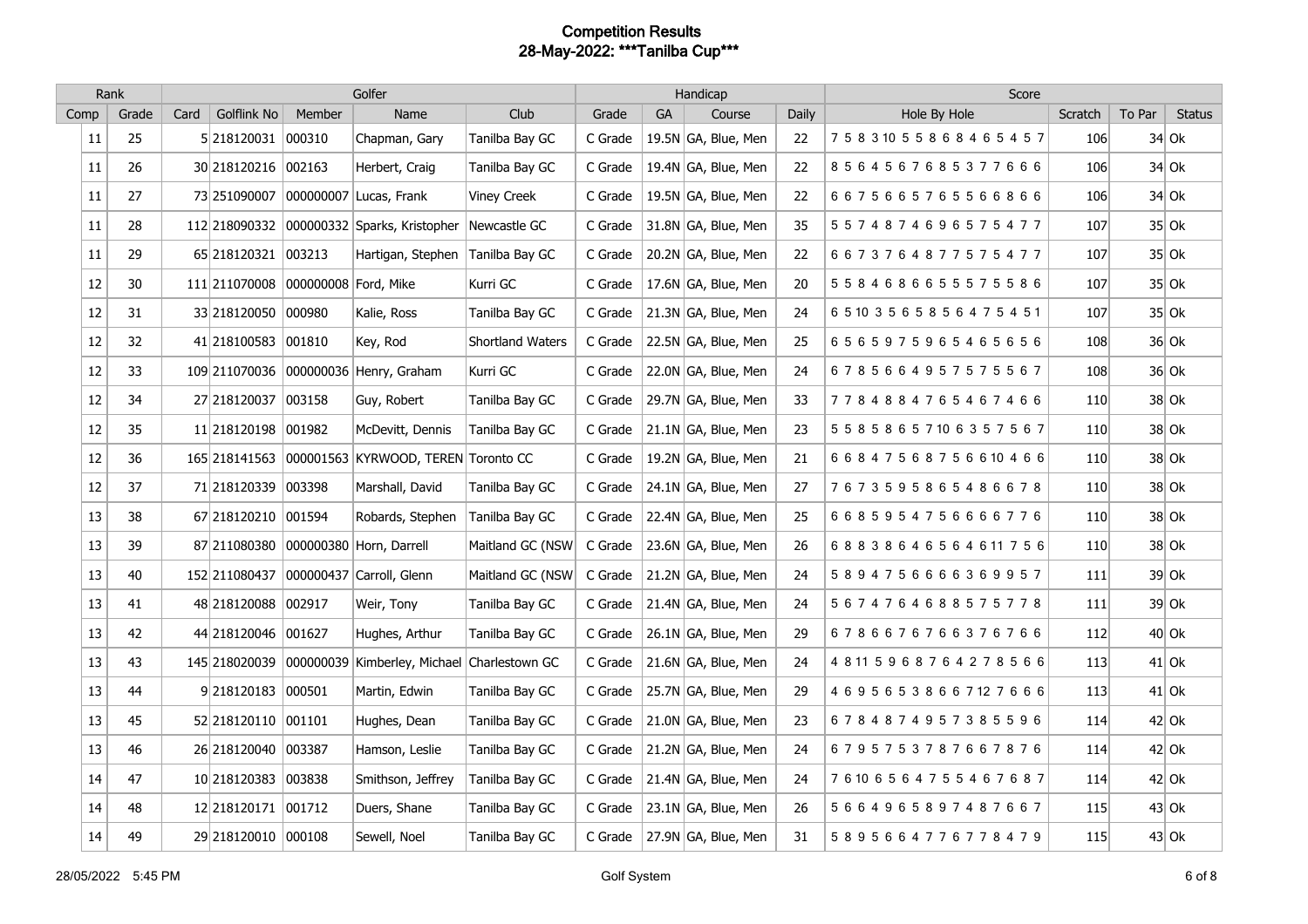# Competition Results
## 28-May-2022: ***Tanilba Cup***

| Rank | | Golfer | | | | | Handicap | | | | Score | | | |
|---|---|---|---|---|---|---|---|---|---|---|---|---|---|---|
| Comp | Grade | Card | Golflink No | Member | Name | Club | Grade | GA | Course | Daily | Hole By Hole | Scratch | To Par | Status |
| 11 | 25 | 5 | 218120031 | 000310 | Chapman, Gary | Tanilba Bay GC | C Grade | 19.5N | GA, Blue, Men | 22 | 7 5 8 3 10 5 5 8 6 8 4 6 5 4 5 7 | 106 | 34 | Ok |
| 11 | 26 | 30 | 218120216 | 002163 | Herbert, Craig | Tanilba Bay GC | C Grade | 19.4N | GA, Blue, Men | 22 | 8 5 6 4 5 6 7 6 8 5 3 7 7 6 6 6 | 106 | 34 | Ok |
| 11 | 27 | 73 | 251090007 | 000000007 | Lucas, Frank | Viney Creek | C Grade | 19.5N | GA, Blue, Men | 22 | 6 6 7 5 6 6 5 7 6 5 5 6 6 8 6 6 | 106 | 34 | Ok |
| 11 | 28 | 112 | 218090332 | 000000332 | Sparks, Kristopher | Newcastle GC | C Grade | 31.8N | GA, Blue, Men | 35 | 5 5 7 4 8 7 4 6 9 6 5 7 5 4 7 7 | 107 | 35 | Ok |
| 11 | 29 | 65 | 218120321 | 003213 | Hartigan, Stephen | Tanilba Bay GC | C Grade | 20.2N | GA, Blue, Men | 22 | 6 6 7 3 7 6 4 8 7 7 5 7 5 4 7 7 | 107 | 35 | Ok |
| 12 | 30 | 111 | 211070008 | 000000008 | Ford, Mike | Kurri GC | C Grade | 17.6N | GA, Blue, Men | 20 | 5 5 8 4 6 8 6 6 5 5 5 7 5 5 8 6 | 107 | 35 | Ok |
| 12 | 31 | 33 | 218120050 | 000980 | Kalie, Ross | Tanilba Bay GC | C Grade | 21.3N | GA, Blue, Men | 24 | 6 5 10 3 5 6 5 8 5 6 4 7 5 4 5 1 | 107 | 35 | Ok |
| 12 | 32 | 41 | 218100583 | 001810 | Key, Rod | Shortland Waters | C Grade | 22.5N | GA, Blue, Men | 25 | 6 5 6 5 9 7 5 9 6 5 4 6 5 6 5 6 | 108 | 36 | Ok |
| 12 | 33 | 109 | 211070036 | 000000036 | Henry, Graham | Kurri GC | C Grade | 22.0N | GA, Blue, Men | 24 | 6 7 8 5 6 6 4 9 5 7 5 7 5 5 6 7 | 108 | 36 | Ok |
| 12 | 34 | 27 | 218120037 | 003158 | Guy, Robert | Tanilba Bay GC | C Grade | 29.7N | GA, Blue, Men | 33 | 7 7 8 4 8 8 4 7 6 5 4 6 7 4 6 6 | 110 | 38 | Ok |
| 12 | 35 | 11 | 218120198 | 001982 | McDevitt, Dennis | Tanilba Bay GC | C Grade | 21.1N | GA, Blue, Men | 23 | 5 5 8 5 8 6 5 7 10 6 3 5 7 5 6 7 | 110 | 38 | Ok |
| 12 | 36 | 165 | 218141563 | 000001563 | KYRWOOD, TEREN | Toronto CC | C Grade | 19.2N | GA, Blue, Men | 21 | 6 6 8 4 7 5 6 8 7 5 6 6 10 4 6 6 | 110 | 38 | Ok |
| 12 | 37 | 71 | 218120339 | 003398 | Marshall, David | Tanilba Bay GC | C Grade | 24.1N | GA, Blue, Men | 27 | 7 6 7 3 5 9 5 8 6 5 4 8 6 6 7 8 | 110 | 38 | Ok |
| 13 | 38 | 67 | 218120210 | 001594 | Robards, Stephen | Tanilba Bay GC | C Grade | 22.4N | GA, Blue, Men | 25 | 6 6 8 5 9 5 4 7 5 6 6 6 6 7 7 6 | 110 | 38 | Ok |
| 13 | 39 | 87 | 211080380 | 000000380 | Horn, Darrell | Maitland GC (NSW | C Grade | 23.6N | GA, Blue, Men | 26 | 6 8 8 3 8 6 4 6 5 6 4 6 11 7 5 6 | 110 | 38 | Ok |
| 13 | 40 | 152 | 211080437 | 000000437 | Carroll, Glenn | Maitland GC (NSW | C Grade | 21.2N | GA, Blue, Men | 24 | 5 8 9 4 7 5 6 6 6 6 3 6 9 9 5 7 | 111 | 39 | Ok |
| 13 | 41 | 48 | 218120088 | 002917 | Weir, Tony | Tanilba Bay GC | C Grade | 21.4N | GA, Blue, Men | 24 | 5 6 7 4 7 6 4 6 8 8 5 7 5 7 7 8 | 111 | 39 | Ok |
| 13 | 42 | 44 | 218120046 | 001627 | Hughes, Arthur | Tanilba Bay GC | C Grade | 26.1N | GA, Blue, Men | 29 | 6 7 8 6 6 7 6 7 6 6 3 7 6 7 6 6 | 112 | 40 | Ok |
| 13 | 43 | 145 | 218020039 | 000000039 | Kimberley, Michael | Charlestown GC | C Grade | 21.6N | GA, Blue, Men | 24 | 4 8 11 5 9 6 8 7 6 4 2 7 8 5 6 6 | 113 | 41 | Ok |
| 13 | 44 | 9 | 218120183 | 000501 | Martin, Edwin | Tanilba Bay GC | C Grade | 25.7N | GA, Blue, Men | 29 | 4 6 9 5 6 5 3 8 6 6 7 12 7 6 6 6 | 113 | 41 | Ok |
| 13 | 45 | 52 | 218120110 | 001101 | Hughes, Dean | Tanilba Bay GC | C Grade | 21.0N | GA, Blue, Men | 23 | 6 7 8 4 8 7 4 9 5 7 3 8 5 5 9 6 | 114 | 42 | Ok |
| 13 | 46 | 26 | 218120040 | 003387 | Hamson, Leslie | Tanilba Bay GC | C Grade | 21.2N | GA, Blue, Men | 24 | 6 7 9 5 7 5 3 7 8 7 6 6 7 8 7 6 | 114 | 42 | Ok |
| 14 | 47 | 10 | 218120383 | 003838 | Smithson, Jeffrey | Tanilba Bay GC | C Grade | 21.4N | GA, Blue, Men | 24 | 7 6 10 6 5 6 4 7 5 5 4 6 7 6 8 7 | 114 | 42 | Ok |
| 14 | 48 | 12 | 218120171 | 001712 | Duers, Shane | Tanilba Bay GC | C Grade | 23.1N | GA, Blue, Men | 26 | 5 6 6 4 9 6 5 8 9 7 4 8 7 6 6 7 | 115 | 43 | Ok |
| 14 | 49 | 29 | 218120010 | 000108 | Sewell, Noel | Tanilba Bay GC | C Grade | 27.9N | GA, Blue, Men | 31 | 5 8 9 5 6 6 4 7 7 6 7 7 8 4 7 9 | 115 | 43 | Ok |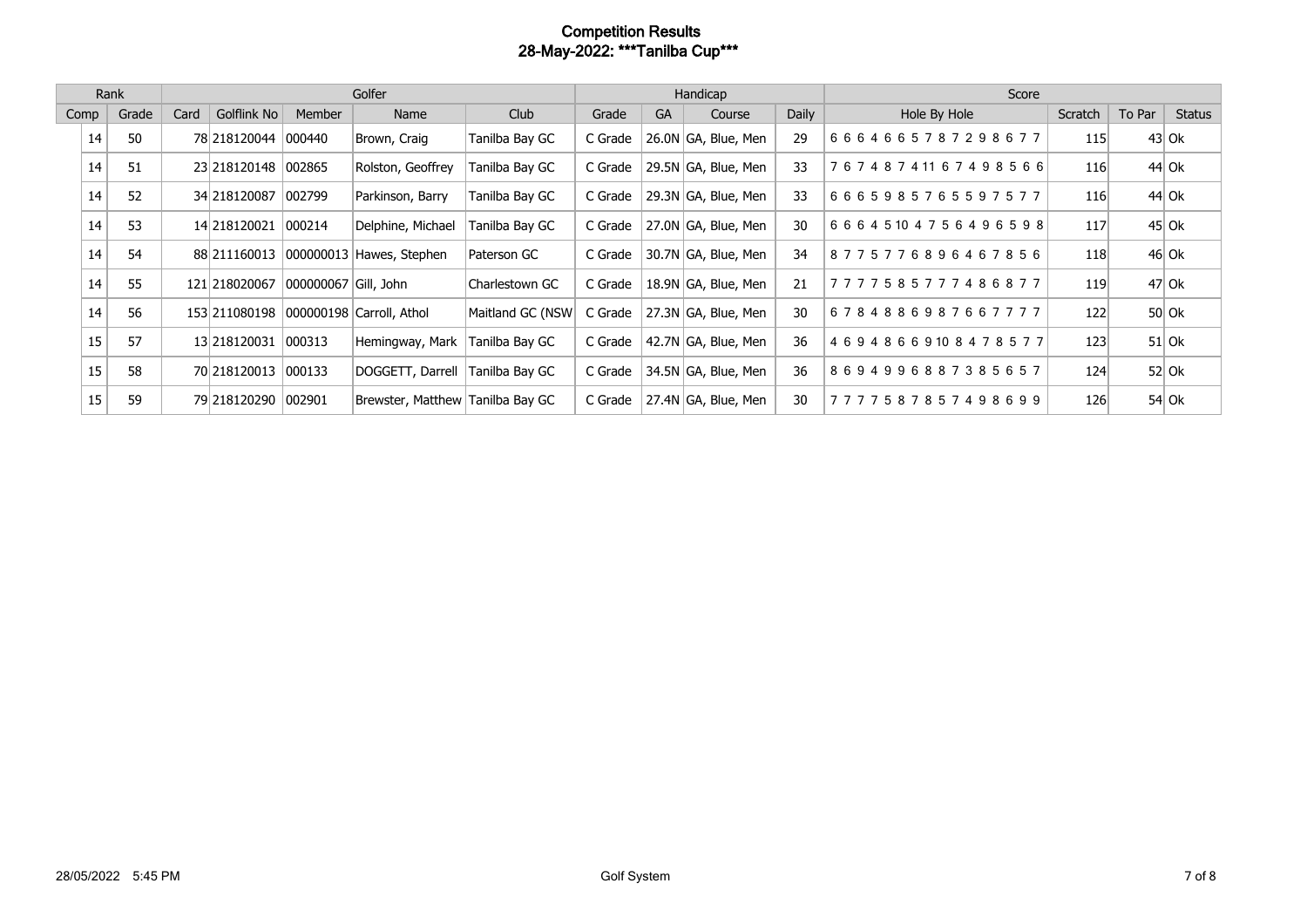# Competition Results
## 28-May-2022: ***Tanilba Cup***

| Rank | | Golfer | | | | | Handicap | | | | Score | | | |
|---|---|---|---|---|---|---|---|---|---|---|---|---|---|---|
| Comp | Grade | Card | Golflink No | Member | Name | Club | Grade | GA | Course | Daily | Hole By Hole | Scratch | To Par | Status |
| 14 | 50 | 78 | 218120044 | 000440 | Brown, Craig | Tanilba Bay GC | C Grade | 26.0N | GA, Blue, Men | 29 | 6 6 6 4 6 6 5 7 8 7 2 9 8 6 7 7 | 115 | 43 | Ok |
| 14 | 51 | 23 | 218120148 | 002865 | Rolston, Geoffrey | Tanilba Bay GC | C Grade | 29.5N | GA, Blue, Men | 33 | 7 6 7 4 8 7 4 11 6 7 4 9 8 5 6 6 | 116 | 44 | Ok |
| 14 | 52 | 34 | 218120087 | 002799 | Parkinson, Barry | Tanilba Bay GC | C Grade | 29.3N | GA, Blue, Men | 33 | 6 6 6 5 9 8 5 7 6 5 5 9 7 5 7 7 | 116 | 44 | Ok |
| 14 | 53 | 14 | 218120021 | 000214 | Delphine, Michael | Tanilba Bay GC | C Grade | 27.0N | GA, Blue, Men | 30 | 6 6 6 4 5 10 4 7 5 6 4 9 6 5 9 8 | 117 | 45 | Ok |
| 14 | 54 | 88 | 211160013 | 000000013 | Hawes, Stephen | Paterson GC | C Grade | 30.7N | GA, Blue, Men | 34 | 8 7 7 5 7 7 6 8 9 6 4 6 7 8 5 6 | 118 | 46 | Ok |
| 14 | 55 | 121 | 218020067 | 000000067 | Gill, John | Charlestown GC | C Grade | 18.9N | GA, Blue, Men | 21 | 7 7 7 7 5 8 5 7 7 7 4 8 6 8 7 7 | 119 | 47 | Ok |
| 14 | 56 | 153 | 211080198 | 000000198 | Carroll, Athol | Maitland GC (NSW | C Grade | 27.3N | GA, Blue, Men | 30 | 6 7 8 4 8 8 6 9 8 7 6 6 7 7 7 7 | 122 | 50 | Ok |
| 15 | 57 | 13 | 218120031 | 000313 | Hemingway, Mark | Tanilba Bay GC | C Grade | 42.7N | GA, Blue, Men | 36 | 4 6 9 4 8 6 6 9 10 8 4 7 8 5 7 7 | 123 | 51 | Ok |
| 15 | 58 | 70 | 218120013 | 000133 | DOGGETT, Darrell | Tanilba Bay GC | C Grade | 34.5N | GA, Blue, Men | 36 | 8 6 9 4 9 9 6 8 8 7 3 8 5 6 5 7 | 124 | 52 | Ok |
| 15 | 59 | 79 | 218120290 | 002901 | Brewster, Matthew | Tanilba Bay GC | C Grade | 27.4N | GA, Blue, Men | 30 | 7 7 7 7 5 8 7 8 5 7 4 9 8 6 9 9 | 126 | 54 | Ok |

28/05/2022 5:45 PM Golf System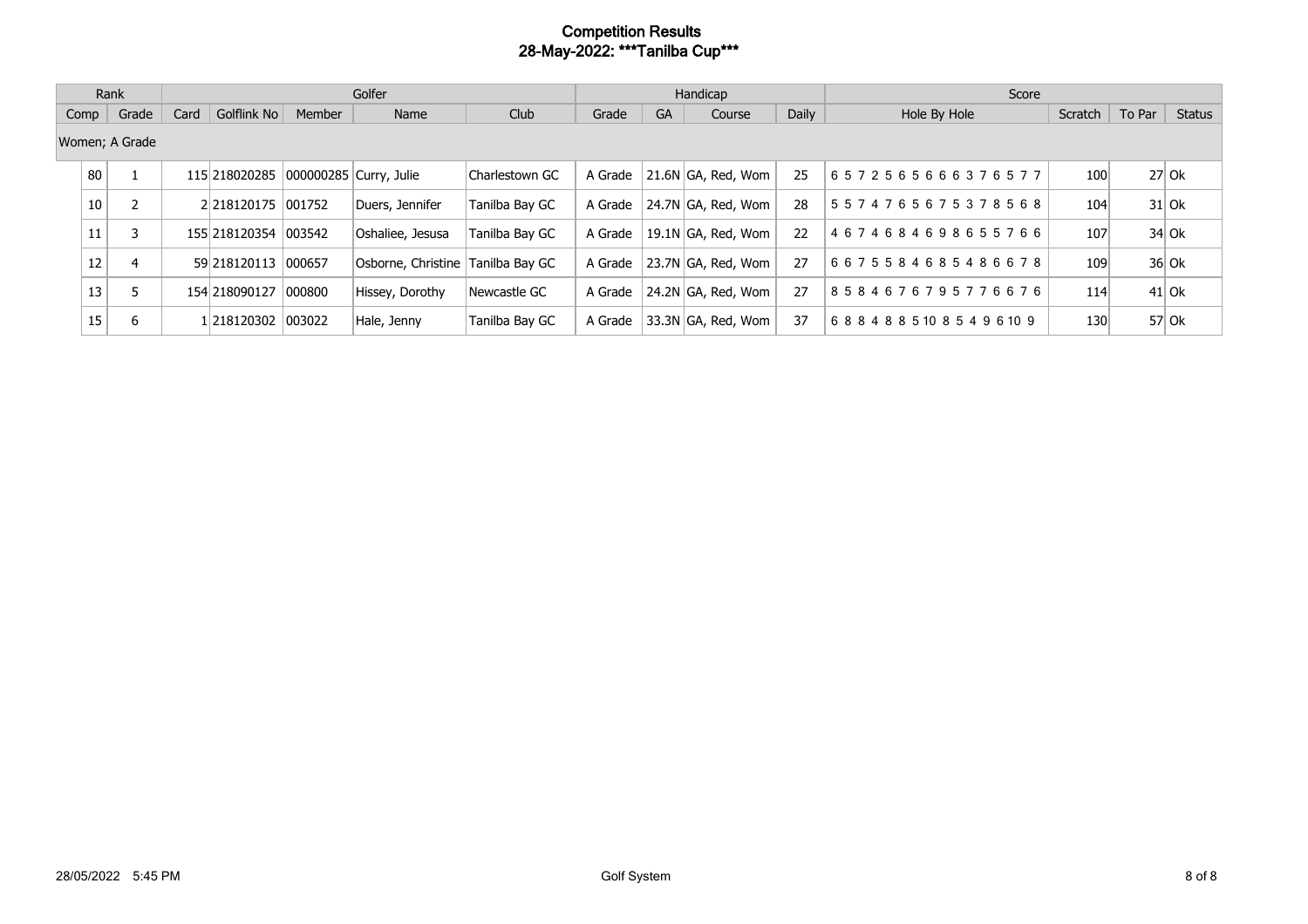# Competition Results
## 28-May-2022: ***Tanilba Cup***

| Rank | | Golfer | | | | | Handicap | | | | Score | | | |
|---|---|---|---|---|---|---|---|---|---|---|---|---|---|---|
| Comp | Grade | Card | Golflink No | Member | Name | Club | Grade | GA | Course | Daily | Hole By Hole | Scratch | To Par | Status |
| Women; A Grade | | | | | | | | | | | | | | |
| 80 | 1 | 115 | 218020285 | 000000285 | Curry, Julie | Charlestown GC | A Grade | 21.6N | GA, Red, Wom | 25 | 6 5 7 2 5 6 5 6 6 6 3 7 6 5 7 7 | 100 | 27 | Ok |
| 10 | 2 | 2 | 218120175 | 001752 | Duers, Jennifer | Tanilba Bay GC | A Grade | 24.7N | GA, Red, Wom | 28 | 5 5 7 4 7 6 5 6 7 5 3 7 8 5 6 8 | 104 | 31 | Ok |
| 11 | 3 | 155 | 218120354 | 003542 | Oshaliee, Jesusa | Tanilba Bay GC | A Grade | 19.1N | GA, Red, Wom | 22 | 4 6 7 4 6 8 4 6 9 8 6 5 5 7 6 6 | 107 | 34 | Ok |
| 12 | 4 | 59 | 218120113 | 000657 | Osborne, Christine | Tanilba Bay GC | A Grade | 23.7N | GA, Red, Wom | 27 | 6 6 7 5 5 8 4 6 8 5 4 8 6 6 7 8 | 109 | 36 | Ok |
| 13 | 5 | 154 | 218090127 | 000800 | Hissey, Dorothy | Newcastle GC | A Grade | 24.2N | GA, Red, Wom | 27 | 8 5 8 4 6 7 6 7 9 5 7 7 6 6 7 6 | 114 | 41 | Ok |
| 15 | 6 | 1 | 218120302 | 003022 | Hale, Jenny | Tanilba Bay GC | A Grade | 33.3N | GA, Red, Wom | 37 | 6 8 8 4 8 8 5 10 8 5 4 9 6 10 9 | 130 | 57 | Ok |